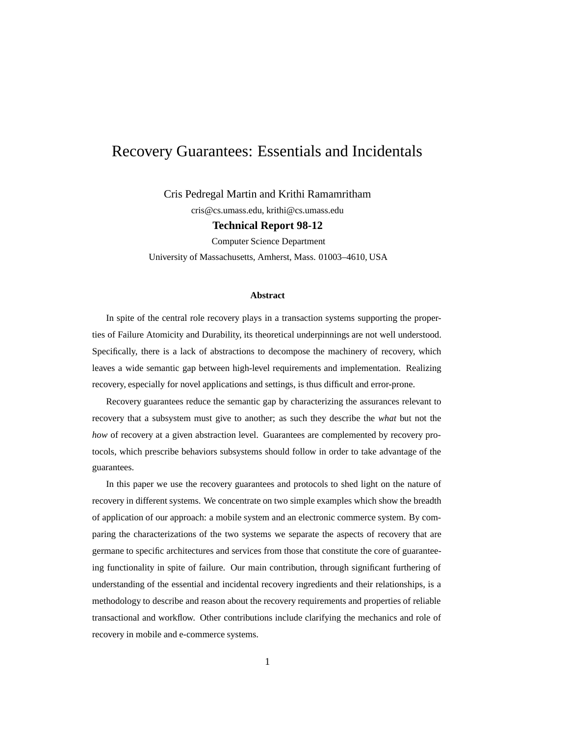# Recovery Guarantees: Essentials and Incidentals

Cris Pedregal Martin and Krithi Ramamritham

cris@cs.umass.edu, krithi@cs.umass.edu

**Technical Report 98-12**

Computer Science Department

University of Massachusetts, Amherst, Mass. 01003–4610, USA

#### Abstract

In spite of the central role recovery plays in a transaction systems supporting the properties of Failure Atomicity and Durability, its theoretical underpinnings are not well understood. Specifically, there is a lack of abstractions to decompose the machinery of recovery, which leaves a wide semantic gap between high-level requirements and implementation. Realizing recovery, especially for novel applications and settings, is thus difficult and error-prone.

Recovery guarantees reduce the semantic gap by characterizing the assurances relevant to recovery that a subsystem must give to another; as such they describe the *what* but not the *how* of recovery at a given abstraction level. Guarantees are complemented by recovery protocols, which prescribe behaviors subsystems should follow in order to take advantage of the guarantees.

In this paper we use the recovery guarantees and protocols to shed light on the nature of recovery in different systems. We concentrate on two simple examples which show the breadth of application of our approach: a mobile system and an electronic commerce system. By comparing the characterizations of the two systems we separate the aspects of recovery that are germane to specific architectures and services from those that constitute the core of guaranteeing functionality in spite of failure. Our main contribution, through significant furthering of understanding of the essential and incidental recovery ingredients and their relationships, is a methodology to describe and reason about the recovery requirements and properties of reliable transactional and workflow. Other contributions include clarifying the mechanics and role of recovery in mobile and e-commerce systems.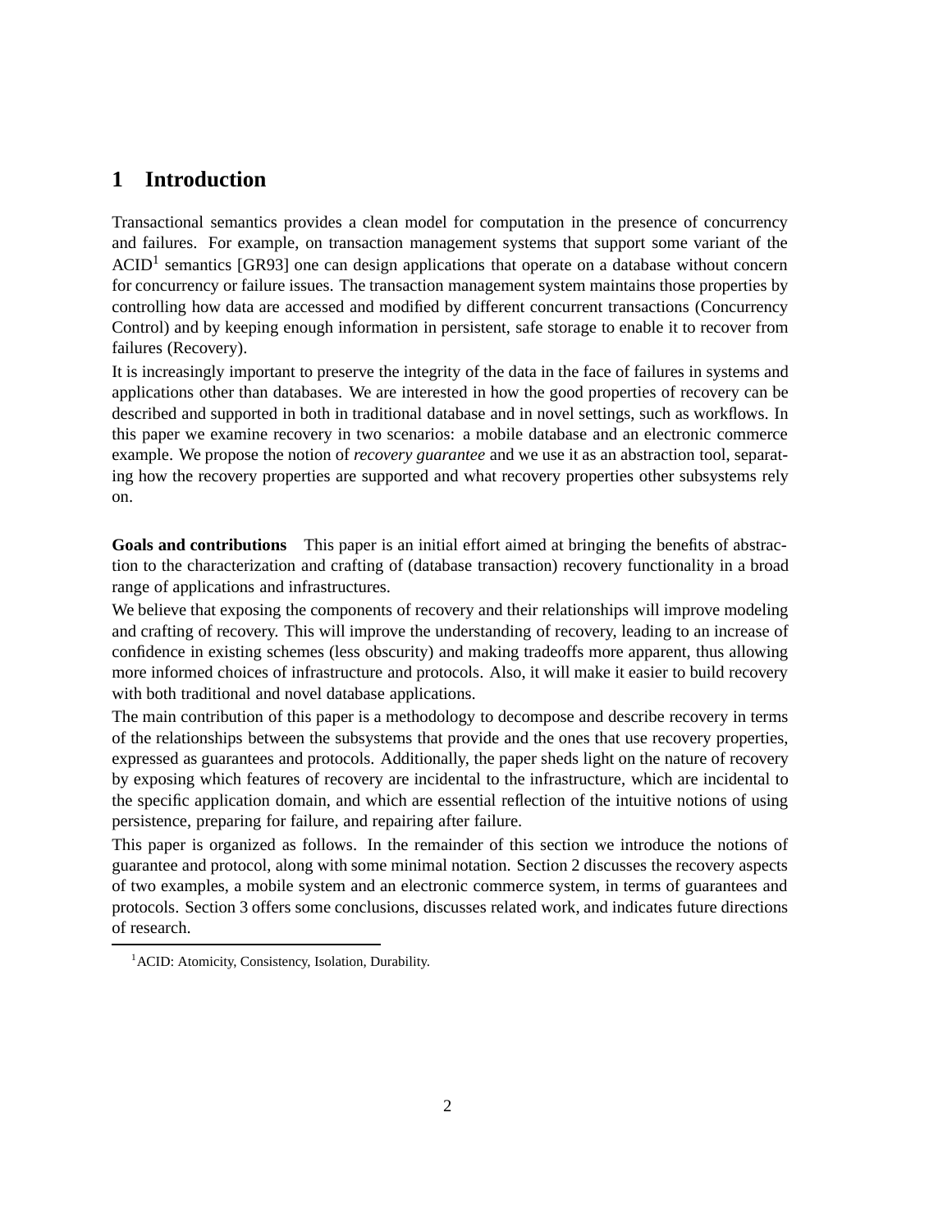# 1 Introduction

Transactional semantics provides a clean model for computation in the presence of concurrency and failures. For example, on transaction management systems that support some variant of the ACID[1] semantics [GR93] one can design applications that operate on a database without concern for concurrency or failure issues. The transaction management system maintains those properties by controlling how data are accessed and modified by different concurrent transactions (Concurrency Control) and by keeping enough information in persistent, safe storage to enable it to recover from failures (Recovery).

It is increasingly important to preserve the integrity of the data in the face of failures in systems and applications other than databases. We are interested in how the good properties of recovery can be described and supported in both in traditional database and in novel settings, such as workflows. In this paper we examine recovery in two scenarios: a mobile database and an electronic commerce example. We propose the notion of *recovery guarantee* and we use it as an abstraction tool, separating how the recovery properties are supported and what recovery properties other subsystems rely on.

**Goals and contributions** This paper is an initial effort aimed at bringing the benefits of abstraction to the characterization and crafting of (database transaction) recovery functionality in a broad range of applications and infrastructures.

We believe that exposing the components of recovery and their relationships will improve modeling and crafting of recovery. This will improve the understanding of recovery, leading to an increase of confidence in existing schemes (less obscurity) and making tradeoffs more apparent, thus allowing more informed choices of infrastructure and protocols. Also, it will make it easier to build recovery with both traditional and novel database applications.

The main contribution of this paper is a methodology to decompose and describe recovery in terms of the relationships between the subsystems that provide and the ones that use recovery properties, expressed as guarantees and protocols. Additionally, the paper sheds light on the nature of recovery by exposing which features of recovery are incidental to the infrastructure, which are incidental to the specific application domain, and which are essential reflection of the intuitive notions of using persistence, preparing for failure, and repairing after failure.

This paper is organized as follows. In the remainder of this section we introduce the notions of guarantee and protocol, along with some minimal notation. Section 2 discusses the recovery aspects of two examples, a mobile system and an electronic commerce system, in terms of guarantees and protocols. Section 3 offers some conclusions, discusses related work, and indicates future directions of research.

[1] ACID: Atomicity, Consistency, Isolation, Durability.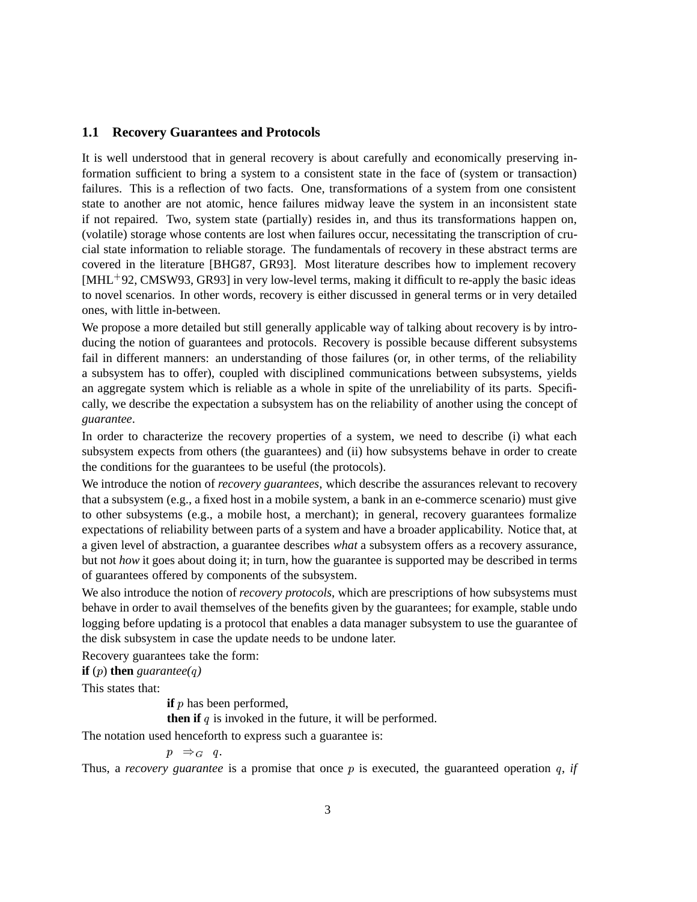## 1.1 Recovery Guarantees and Protocols

It is well understood that in general recovery is about carefully and economically preserving information sufficient to bring a system to a consistent state in the face of (system or transaction) failures. This is a reflection of two facts. One, transformations of a system from one consistent state to another are not atomic, hence failures midway leave the system in an inconsistent state if not repaired. Two, system state (partially) resides in, and thus its transformations happen on, (volatile) storage whose contents are lost when failures occur, necessitating the transcription of crucial state information to reliable storage. The fundamentals of recovery in these abstract terms are covered in the literature [BHG87, GR93]. Most literature describes how to implement recovery [MHL+92, CMSW93, GR93] in very low-level terms, making it difficult to re-apply the basic ideas to novel scenarios. In other words, recovery is either discussed in general terms or in very detailed ones, with little in-between.

We propose a more detailed but still generally applicable way of talking about recovery is by introducing the notion of guarantees and protocols. Recovery is possible because different subsystems fail in different manners: an understanding of those failures (or, in other terms, of the reliability a subsystem has to offer), coupled with disciplined communications between subsystems, yields an aggregate system which is reliable as a whole in spite of the unreliability of its parts. Specifically, we describe the expectation a subsystem has on the reliability of another using the concept of *guarantee*.

In order to characterize the recovery properties of a system, we need to describe (i) what each subsystem expects from others (the guarantees) and (ii) how subsystems behave in order to create the conditions for the guarantees to be useful (the protocols).

We introduce the notion of *recovery guarantees*, which describe the assurances relevant to recovery that a subsystem (e.g., a fixed host in a mobile system, a bank in an e-commerce scenario) must give to other subsystems (e.g., a mobile host, a merchant); in general, recovery guarantees formalize expectations of reliability between parts of a system and have a broader applicability. Notice that, at a given level of abstraction, a guarantee describes *what* a subsystem offers as a recovery assurance, but not *how* it goes about doing it; in turn, how the guarantee is supported may be described in terms of guarantees offered by components of the subsystem.

We also introduce the notion of *recovery protocols*, which are prescriptions of how subsystems must behave in order to avail themselves of the benefits given by the guarantees; for example, stable undo logging before updating is a protocol that enables a data manager subsystem to use the guarantee of the disk subsystem in case the update needs to be undone later.

Recovery guarantees take the form:

**if** ($p$) **then** *guarantee($q$)*

This states that:

> **if** $p$ has been performed,
> **then if** $q$ is invoked in the future, it will be performed.

The notation used henceforth to express such a guarantee is:

$$p \ \Rightarrow_G \ q.$$

Thus, a *recovery guarantee* is a promise that once $p$ is executed, the guaranteed operation $q$, *if*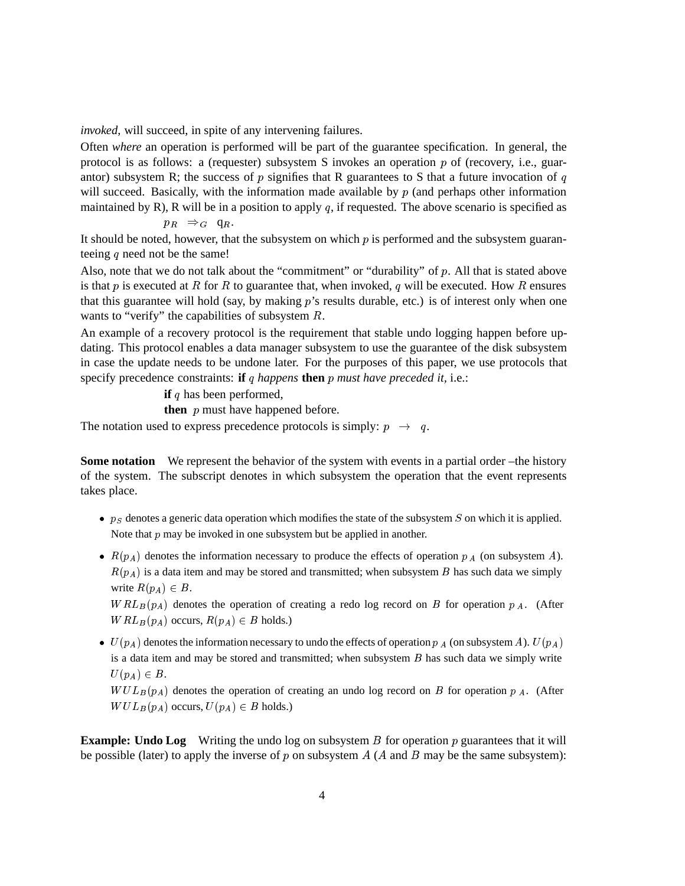*invoked*, will succeed, in spite of any intervening failures.

Often *where* an operation is performed will be part of the guarantee specification. In general, the protocol is as follows: a (requester) subsystem S invokes an operation $p$ of (recovery, i.e., guarantor) subsystem R; the success of $p$ signifies that R guarantees to S that a future invocation of $q$ will succeed. Basically, with the information made available by $p$ (and perhaps other information maintained by R), R will be in a position to apply $q$, if requested. The above scenario is specified as

$$p_R \Rightarrow_G q_R.$$

It should be noted, however, that the subsystem on which $p$ is performed and the subsystem guaranteeing $q$ need not be the same!

Also, note that we do not talk about the "commitment" or "durability" of $p$. All that is stated above is that $p$ is executed at $R$ for $R$ to guarantee that, when invoked, $q$ will be executed. How $R$ ensures that this guarantee will hold (say, by making $p$'s results durable, etc.) is of interest only when one wants to "verify" the capabilities of subsystem $R$.

An example of a recovery protocol is the requirement that stable undo logging happen before updating. This protocol enables a data manager subsystem to use the guarantee of the disk subsystem in case the update needs to be undone later. For the purposes of this paper, we use protocols that specify precedence constraints: **if** $q$ *happens* **then** $p$ *must have preceded it*, i.e.:

**if** $q$ has been performed,
**then** $p$ must have happened before.

The notation used to express precedence protocols is simply: $p \rightarrow q$.

**Some notation** We represent the behavior of the system with events in a partial order –the history of the system. The subscript denotes in which subsystem the operation that the event represents takes place.

- $p_S$ denotes a generic data operation which modifies the state of the subsystem $S$ on which it is applied. Note that $p$ may be invoked in one subsystem but be applied in another.
- $R(p_A)$ denotes the information necessary to produce the effects of operation $p_A$ (on subsystem $A$). $R(p_A)$ is a data item and may be stored and transmitted; when subsystem $B$ has such data we simply write $R(p_A) \in B$.

  $WRL_B(p_A)$ denotes the operation of creating a redo log record on $B$ for operation $p_A$. (After $WRL_B(p_A)$ occurs, $R(p_A) \in B$ holds.)
- $U(p_A)$ denotes the information necessary to undo the effects of operation $p_A$ (on subsystem $A$). $U(p_A)$ is a data item and may be stored and transmitted; when subsystem $B$ has such data we simply write $U(p_A) \in B$.

  $WUL_B(p_A)$ denotes the operation of creating an undo log record on $B$ for operation $p_A$. (After $WUL_B(p_A)$ occurs, $U(p_A) \in B$ holds.)

**Example: Undo Log** Writing the undo log on subsystem $B$ for operation $p$ guarantees that it will be possible (later) to apply the inverse of $p$ on subsystem $A$ ($A$ and $B$ may be the same subsystem):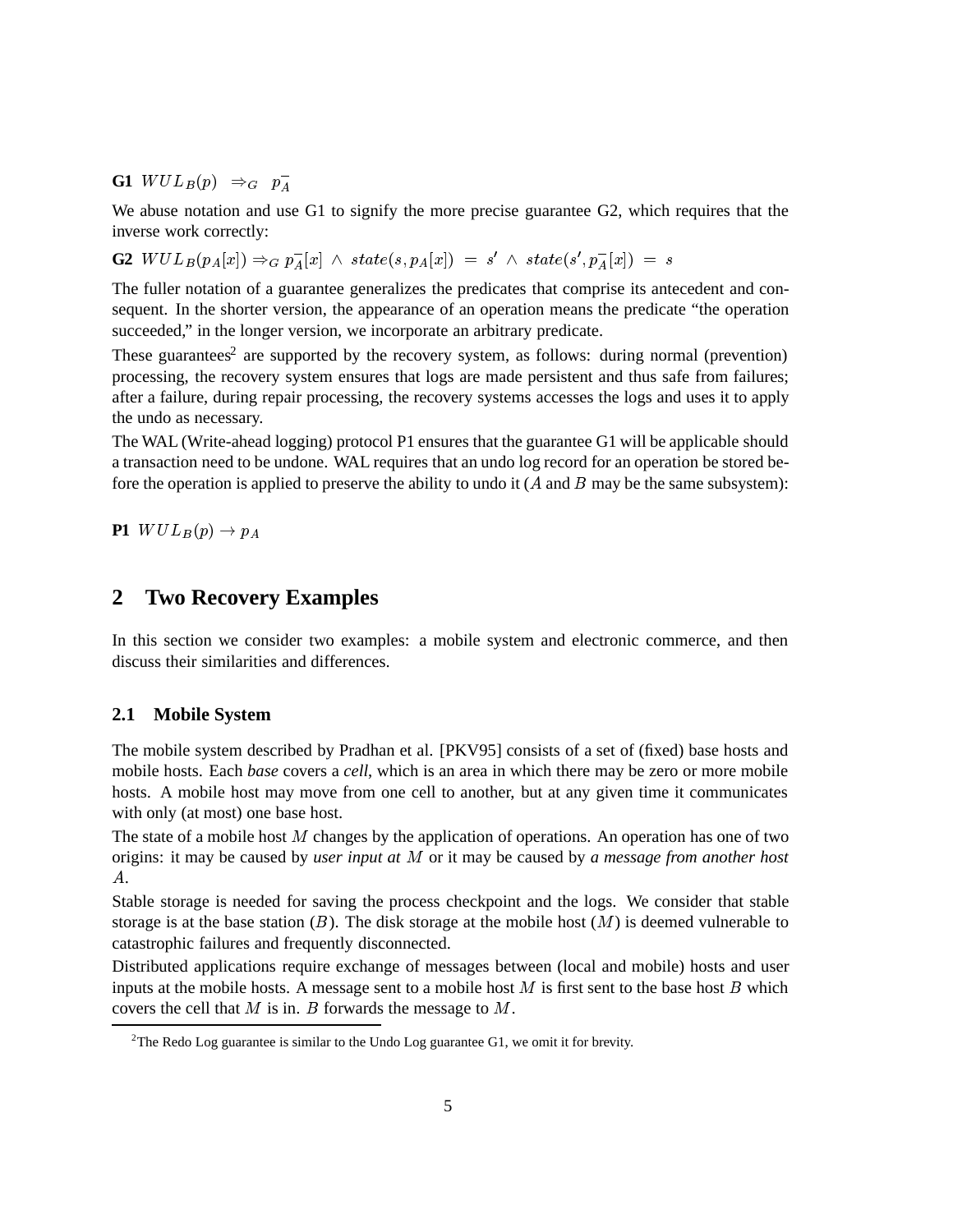**G1** $WUL_B(p) \;\Rightarrow_G\; p_A^-$

We abuse notation and use G1 to signify the more precise guarantee G2, which requires that the inverse work correctly:

**G2** $WUL_B(p_A[x]) \Rightarrow_G p_A^-[x] \;\wedge\; state(s, p_A[x]) \;=\; s' \;\wedge\; state(s', p_A^-[x]) \;=\; s$

The fuller notation of a guarantee generalizes the predicates that comprise its antecedent and consequent. In the shorter version, the appearance of an operation means the predicate "the operation succeeded," in the longer version, we incorporate an arbitrary predicate.

These guarantees[2] are supported by the recovery system, as follows: during normal (prevention) processing, the recovery system ensures that logs are made persistent and thus safe from failures; after a failure, during repair processing, the recovery systems accesses the logs and uses it to apply the undo as necessary.

The WAL (Write-ahead logging) protocol P1 ensures that the guarantee G1 will be applicable should a transaction need to be undone. WAL requires that an undo log record for an operation be stored before the operation is applied to preserve the ability to undo it ($A$ and $B$ may be the same subsystem):

**P1** $WUL_B(p) \rightarrow p_A$

## 2 Two Recovery Examples

In this section we consider two examples: a mobile system and electronic commerce, and then discuss their similarities and differences.

### 2.1 Mobile System

The mobile system described by Pradhan et al. [PKV95] consists of a set of (fixed) base hosts and mobile hosts. Each *base* covers a *cell*, which is an area in which there may be zero or more mobile hosts. A mobile host may move from one cell to another, but at any given time it communicates with only (at most) one base host.

The state of a mobile host $M$ changes by the application of operations. An operation has one of two origins: it may be caused by *user input at* $M$ or it may be caused by *a message from another host* $A$.

Stable storage is needed for saving the process checkpoint and the logs. We consider that stable storage is at the base station ($B$). The disk storage at the mobile host ($M$) is deemed vulnerable to catastrophic failures and frequently disconnected.

Distributed applications require exchange of messages between (local and mobile) hosts and user inputs at the mobile hosts. A message sent to a mobile host $M$ is first sent to the base host $B$ which covers the cell that $M$ is in. $B$ forwards the message to $M$.

---

[2]The Redo Log guarantee is similar to the Undo Log guarantee G1, we omit it for brevity.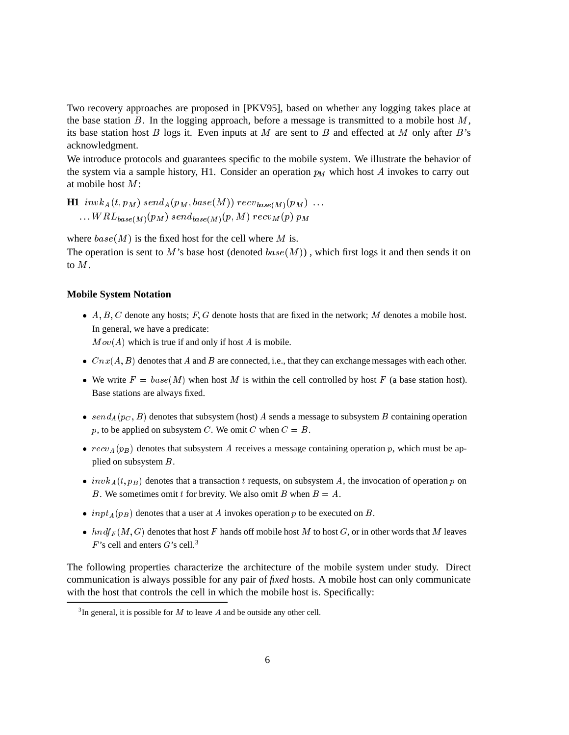Two recovery approaches are proposed in [PKV95], based on whether any logging takes place at the base station $B$. In the logging approach, before a message is transmitted to a mobile host $M$, its base station host $B$ logs it. Even inputs at $M$ are sent to $B$ and effected at $M$ only after $B$'s acknowledgment.

We introduce protocols and guarantees specific to the mobile system. We illustrate the behavior of the system via a sample history, H1. Consider an operation $p_M$ which host $A$ invokes to carry out at mobile host $M$:

**H1** $invk_A(t, p_M)\ send_A(p_M, base(M))\ recv_{base(M)}(p_M)\ \ldots$
$\ldots WRL_{base(M)}(p_M)\ send_{base(M)}(p, M)\ recv_M(p)\ p_M$

where $base(M)$ is the fixed host for the cell where $M$ is.

The operation is sent to $M$'s base host (denoted $base(M)$) , which first logs it and then sends it on to $M$.

**Mobile System Notation**

- $A, B, C$ denote any hosts; $F, G$ denote hosts that are fixed in the network; $M$ denotes a mobile host. In general, we have a predicate:
  $Mov(A)$ which is true if and only if host $A$ is mobile.
- $Cnx(A, B)$ denotes that $A$ and $B$ are connected, i.e., that they can exchange messages with each other.
- We write $F = base(M)$ when host $M$ is within the cell controlled by host $F$ (a base station host). Base stations are always fixed.
- $send_A(p_C, B)$ denotes that subsystem (host) $A$ sends a message to subsystem $B$ containing operation $p$, to be applied on subsystem $C$. We omit $C$ when $C = B$.
- $recv_A(p_B)$ denotes that subsystem $A$ receives a message containing operation $p$, which must be applied on subsystem $B$.
- $invk_A(t, p_B)$ denotes that a transaction $t$ requests, on subsystem $A$, the invocation of operation $p$ on $B$. We sometimes omit $t$ for brevity. We also omit $B$ when $B = A$.
- $inpt_A(p_B)$ denotes that a user at $A$ invokes operation $p$ to be executed on $B$.
- $hndf_F(M, G)$ denotes that host $F$ hands off mobile host $M$ to host $G$, or in other words that $M$ leaves $F$'s cell and enters $G$'s cell.[3]

The following properties characterize the architecture of the mobile system under study. Direct communication is always possible for any pair of *fixed* hosts. A mobile host can only communicate with the host that controls the cell in which the mobile host is. Specifically:

[3] In general, it is possible for $M$ to leave $A$ and be outside any other cell.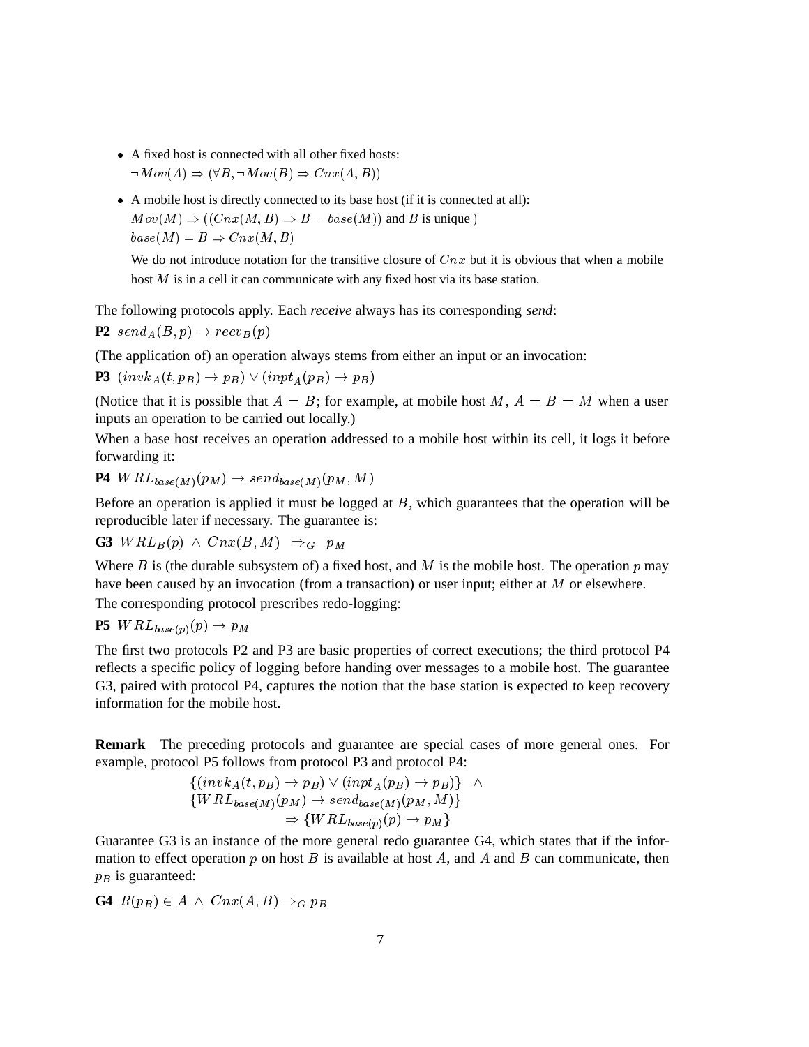- A fixed host is connected with all other fixed hosts:
  $\neg Mov(A) \Rightarrow (\forall B, \neg Mov(B) \Rightarrow Cnx(A, B))$
- A mobile host is directly connected to its base host (if it is connected at all):
  $Mov(M) \Rightarrow ((Cnx(M, B) \Rightarrow B = base(M))$ and $B$ is unique )
  $base(M) = B \Rightarrow Cnx(M, B)$

  We do not introduce notation for the transitive closure of $Cnx$ but it is obvious that when a mobile host $M$ is in a cell it can communicate with any fixed host via its base station.

The following protocols apply. Each *receive* always has its corresponding *send*:

**P2** $send_A(B, p) \rightarrow recv_B(p)$

(The application of) an operation always stems from either an input or an invocation:

**P3** $(invk_A(t, p_B) \rightarrow p_B) \vee (inpt_A(p_B) \rightarrow p_B)$

(Notice that it is possible that $A = B$; for example, at mobile host $M$, $A = B = M$ when a user inputs an operation to be carried out locally.)

When a base host receives an operation addressed to a mobile host within its cell, it logs it before forwarding it:

**P4** $WRL_{base(M)}(p_M) \rightarrow send_{base(M)}(p_M, M)$

Before an operation is applied it must be logged at $B$, which guarantees that the operation will be reproducible later if necessary. The guarantee is:

**G3** $WRL_B(p) \wedge Cnx(B, M) \Rightarrow_G p_M$

Where $B$ is (the durable subsystem of) a fixed host, and $M$ is the mobile host. The operation $p$ may have been caused by an invocation (from a transaction) or user input; either at $M$ or elsewhere.

The corresponding protocol prescribes redo-logging:

**P5** $WRL_{base(p)}(p) \rightarrow p_M$

The first two protocols P2 and P3 are basic properties of correct executions; the third protocol P4 reflects a specific policy of logging before handing over messages to a mobile host. The guarantee G3, paired with protocol P4, captures the notion that the base station is expected to keep recovery information for the mobile host.

**Remark** The preceding protocols and guarantee are special cases of more general ones. For example, protocol P5 follows from protocol P3 and protocol P4:

$$\begin{aligned} &\{(invk_A(t, p_B) \rightarrow p_B) \vee (inpt_A(p_B) \rightarrow p_B)\} \ \wedge \\ &\{WRL_{base(M)}(p_M) \rightarrow send_{base(M)}(p_M, M)\} \\ &\qquad\qquad \Rightarrow \{WRL_{base(p)}(p) \rightarrow p_M\} \end{aligned}$$

Guarantee G3 is an instance of the more general redo guarantee G4, which states that if the information to effect operation $p$ on host $B$ is available at host $A$, and $A$ and $B$ can communicate, then $p_B$ is guaranteed:

**G4** $R(p_B) \in A \wedge Cnx(A, B) \Rightarrow_G p_B$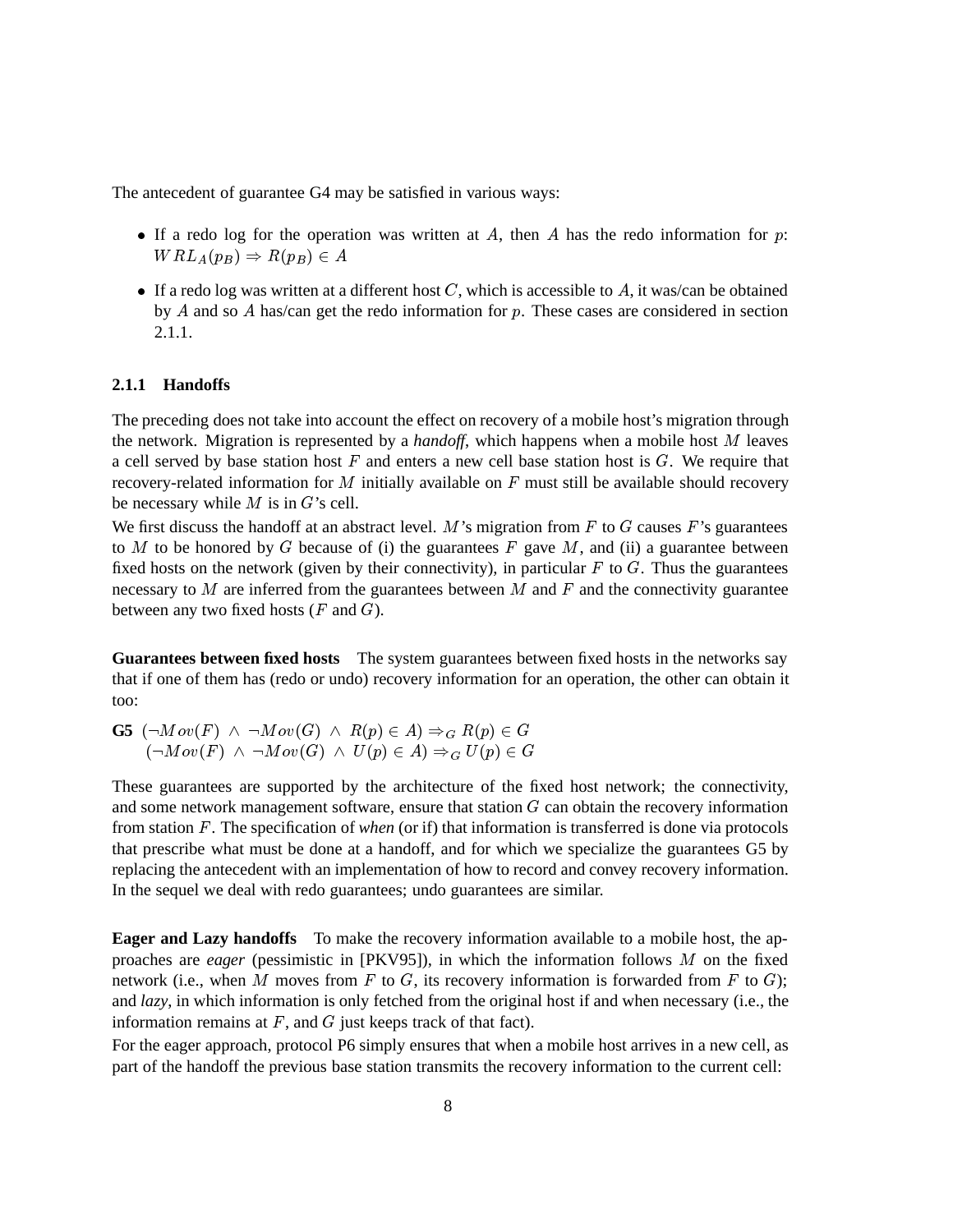The antecedent of guarantee G4 may be satisfied in various ways:

- If a redo log for the operation was written at $A$, then $A$ has the redo information for $p$: $WRL_A(p_B) \Rightarrow R(p_B) \in A$
- If a redo log was written at a different host $C$, which is accessible to $A$, it was/can be obtained by $A$ and so $A$ has/can get the redo information for $p$. These cases are considered in section 2.1.1.

### 2.1.1 Handoffs

The preceding does not take into account the effect on recovery of a mobile host's migration through the network. Migration is represented by a *handoff*, which happens when a mobile host $M$ leaves a cell served by base station host $F$ and enters a new cell base station host is $G$. We require that recovery-related information for $M$ initially available on $F$ must still be available should recovery be necessary while $M$ is in $G$'s cell.

We first discuss the handoff at an abstract level. $M$'s migration from $F$ to $G$ causes $F$'s guarantees to $M$ to be honored by $G$ because of (i) the guarantees $F$ gave $M$, and (ii) a guarantee between fixed hosts on the network (given by their connectivity), in particular $F$ to $G$. Thus the guarantees necessary to $M$ are inferred from the guarantees between $M$ and $F$ and the connectivity guarantee between any two fixed hosts ($F$ and $G$).

**Guarantees between fixed hosts** The system guarantees between fixed hosts in the networks say that if one of them has (redo or undo) recovery information for an operation, the other can obtain it too:

**G5** $(\neg Mov(F) \wedge \neg Mov(G) \wedge R(p) \in A) \Rightarrow_G R(p) \in G$
$(\neg Mov(F) \wedge \neg Mov(G) \wedge U(p) \in A) \Rightarrow_G U(p) \in G$

These guarantees are supported by the architecture of the fixed host network; the connectivity, and some network management software, ensure that station $G$ can obtain the recovery information from station $F$. The specification of *when* (or if) that information is transferred is done via protocols that prescribe what must be done at a handoff, and for which we specialize the guarantees G5 by replacing the antecedent with an implementation of how to record and convey recovery information. In the sequel we deal with redo guarantees; undo guarantees are similar.

**Eager and Lazy handoffs** To make the recovery information available to a mobile host, the approaches are *eager* (pessimistic in [PKV95]), in which the information follows $M$ on the fixed network (i.e., when $M$ moves from $F$ to $G$, its recovery information is forwarded from $F$ to $G$); and *lazy*, in which information is only fetched from the original host if and when necessary (i.e., the information remains at $F$, and $G$ just keeps track of that fact).

For the eager approach, protocol P6 simply ensures that when a mobile host arrives in a new cell, as part of the handoff the previous base station transmits the recovery information to the current cell: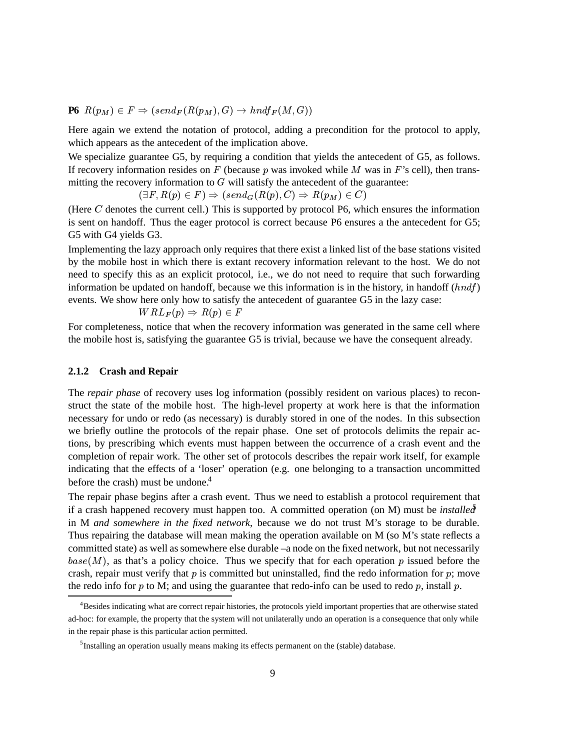**P6** $R(p_M) \in F \Rightarrow (send_F(R(p_M)), G) \rightarrow hndf_F(M, G))$

Here again we extend the notation of protocol, adding a precondition for the protocol to apply, which appears as the antecedent of the implication above.

We specialize guarantee G5, by requiring a condition that yields the antecedent of G5, as follows. If recovery information resides on $F$ (because $p$ was invoked while $M$ was in $F$'s cell), then transmitting the recovery information to $G$ will satisfy the antecedent of the guarantee:

$$(\exists F, R(p) \in F) \Rightarrow (send_G(R(p), C) \Rightarrow R(p_M) \in C)$$

(Here $C$ denotes the current cell.) This is supported by protocol P6, which ensures the information is sent on handoff. Thus the eager protocol is correct because P6 ensures a the antecedent for G5; G5 with G4 yields G3.

Implementing the lazy approach only requires that there exist a linked list of the base stations visited by the mobile host in which there is extant recovery information relevant to the host. We do not need to specify this as an explicit protocol, i.e., we do not need to require that such forwarding information be updated on handoff, because we this information is in the history, in handoff ($hndf$) events. We show here only how to satisfy the antecedent of guarantee G5 in the lazy case:

$$WRL_F(p) \Rightarrow R(p) \in F$$

For completeness, notice that when the recovery information was generated in the same cell where the mobile host is, satisfying the guarantee G5 is trivial, because we have the consequent already.

### 2.1.2 Crash and Repair

The *repair phase* of recovery uses log information (possibly resident on various places) to reconstruct the state of the mobile host. The high-level property at work here is that the information necessary for undo or redo (as necessary) is durably stored in one of the nodes. In this subsection we briefly outline the protocols of the repair phase. One set of protocols delimits the repair actions, by prescribing which events must happen between the occurrence of a crash event and the completion of repair work. The other set of protocols describes the repair work itself, for example indicating that the effects of a 'loser' operation (e.g. one belonging to a transaction uncommitted before the crash) must be undone.[4]

The repair phase begins after a crash event. Thus we need to establish a protocol requirement that if a crash happened recovery must happen too. A committed operation (on M) must be *installed*[5] in M *and somewhere in the fixed network*, because we do not trust M's storage to be durable. Thus repairing the database will mean making the operation available on M (so M's state reflects a committed state) as well as somewhere else durable –a node on the fixed network, but not necessarily $base(M)$, as that's a policy choice. Thus we specify that for each operation $p$ issued before the crash, repair must verify that $p$ is committed but uninstalled, find the redo information for $p$; move the redo info for $p$ to M; and using the guarantee that redo-info can be used to redo $p$, install $p$.

[4] Besides indicating what are correct repair histories, the protocols yield important properties that are otherwise stated ad-hoc: for example, the property that the system will not unilaterally undo an operation is a consequence that only while in the repair phase is this particular action permitted.

[5] Installing an operation usually means making its effects permanent on the (stable) database.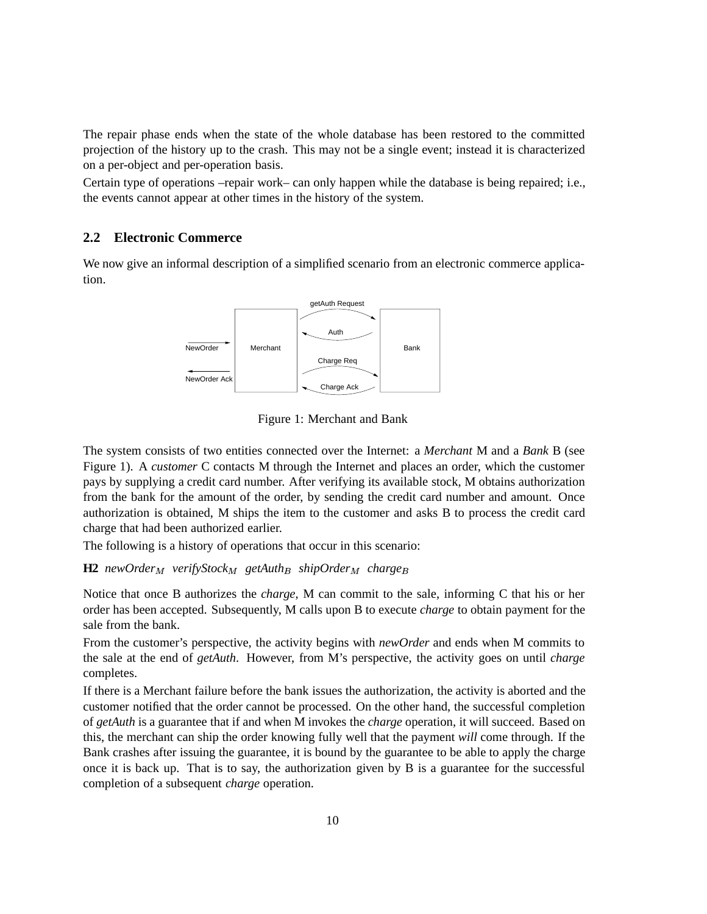The repair phase ends when the state of the whole database has been restored to the committed projection of the history up to the crash. This may not be a single event; instead it is characterized on a per-object and per-operation basis.

Certain type of operations –repair work– can only happen while the database is being repaired; i.e., the events cannot appear at other times in the history of the system.

## 2.2 Electronic Commerce

We now give an informal description of a simplified scenario from an electronic commerce application.

Figure 1: Merchant and Bank

The system consists of two entities connected over the Internet: a *Merchant* M and a *Bank* B (see Figure 1). A *customer* C contacts M through the Internet and places an order, which the customer pays by supplying a credit card number. After verifying its available stock, M obtains authorization from the bank for the amount of the order, by sending the credit card number and amount. Once authorization is obtained, M ships the item to the customer and asks B to process the credit card charge that had been authorized earlier.

The following is a history of operations that occur in this scenario:

**H2** $newOrder_M$ $verifyStock_M$ $getAuth_B$ $shipOrder_M$ $charge_B$

Notice that once B authorizes the *charge*, M can commit to the sale, informing C that his or her order has been accepted. Subsequently, M calls upon B to execute *charge* to obtain payment for the sale from the bank.

From the customer's perspective, the activity begins with *newOrder* and ends when M commits to the sale at the end of *getAuth*. However, from M's perspective, the activity goes on until *charge* completes.

If there is a Merchant failure before the bank issues the authorization, the activity is aborted and the customer notified that the order cannot be processed. On the other hand, the successful completion of *getAuth* is a guarantee that if and when M invokes the *charge* operation, it will succeed. Based on this, the merchant can ship the order knowing fully well that the payment *will* come through. If the Bank crashes after issuing the guarantee, it is bound by the guarantee to be able to apply the charge once it is back up. That is to say, the authorization given by B is a guarantee for the successful completion of a subsequent *charge* operation.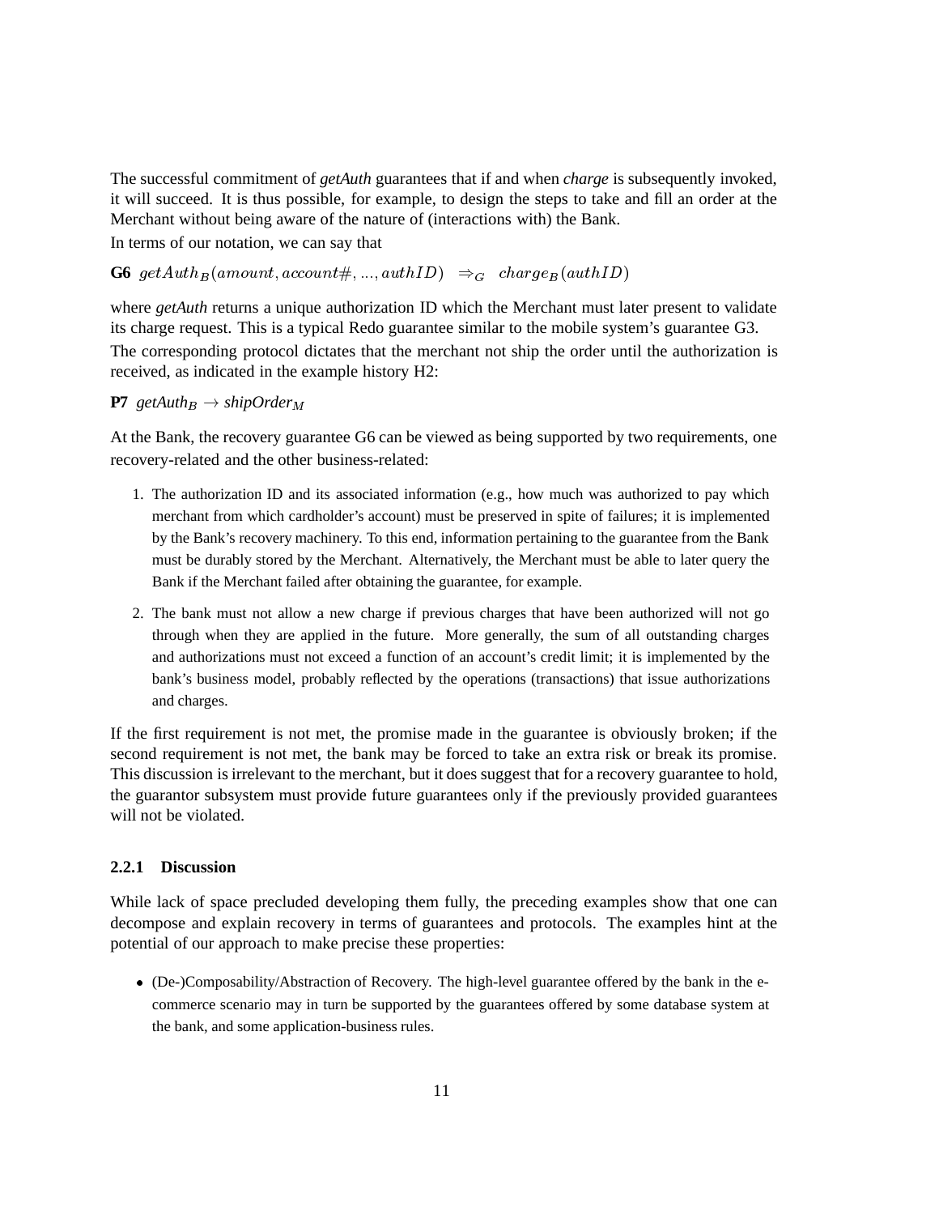The successful commitment of *getAuth* guarantees that if and when *charge* is subsequently invoked, it will succeed. It is thus possible, for example, to design the steps to take and fill an order at the Merchant without being aware of the nature of (interactions with) the Bank.

In terms of our notation, we can say that

**G6** $getAuth_B(amount, account\#, ..., authID) \;\; \Rightarrow_G \;\; charge_B(authID)$

where *getAuth* returns a unique authorization ID which the Merchant must later present to validate its charge request. This is a typical Redo guarantee similar to the mobile system's guarantee G3.

The corresponding protocol dictates that the merchant not ship the order until the authorization is received, as indicated in the example history H2:

**P7** $getAuth_B \rightarrow shipOrder_M$

At the Bank, the recovery guarantee G6 can be viewed as being supported by two requirements, one recovery-related and the other business-related:

1. The authorization ID and its associated information (e.g., how much was authorized to pay which merchant from which cardholder's account) must be preserved in spite of failures; it is implemented by the Bank's recovery machinery. To this end, information pertaining to the guarantee from the Bank must be durably stored by the Merchant. Alternatively, the Merchant must be able to later query the Bank if the Merchant failed after obtaining the guarantee, for example.
2. The bank must not allow a new charge if previous charges that have been authorized will not go through when they are applied in the future. More generally, the sum of all outstanding charges and authorizations must not exceed a function of an account's credit limit; it is implemented by the bank's business model, probably reflected by the operations (transactions) that issue authorizations and charges.

If the first requirement is not met, the promise made in the guarantee is obviously broken; if the second requirement is not met, the bank may be forced to take an extra risk or break its promise. This discussion is irrelevant to the merchant, but it does suggest that for a recovery guarantee to hold, the guarantor subsystem must provide future guarantees only if the previously provided guarantees will not be violated.

### 2.2.1 Discussion

While lack of space precluded developing them fully, the preceding examples show that one can decompose and explain recovery in terms of guarantees and protocols. The examples hint at the potential of our approach to make precise these properties:

- (De-)Composability/Abstraction of Recovery. The high-level guarantee offered by the bank in the e-commerce scenario may in turn be supported by the guarantees offered by some database system at the bank, and some application-business rules.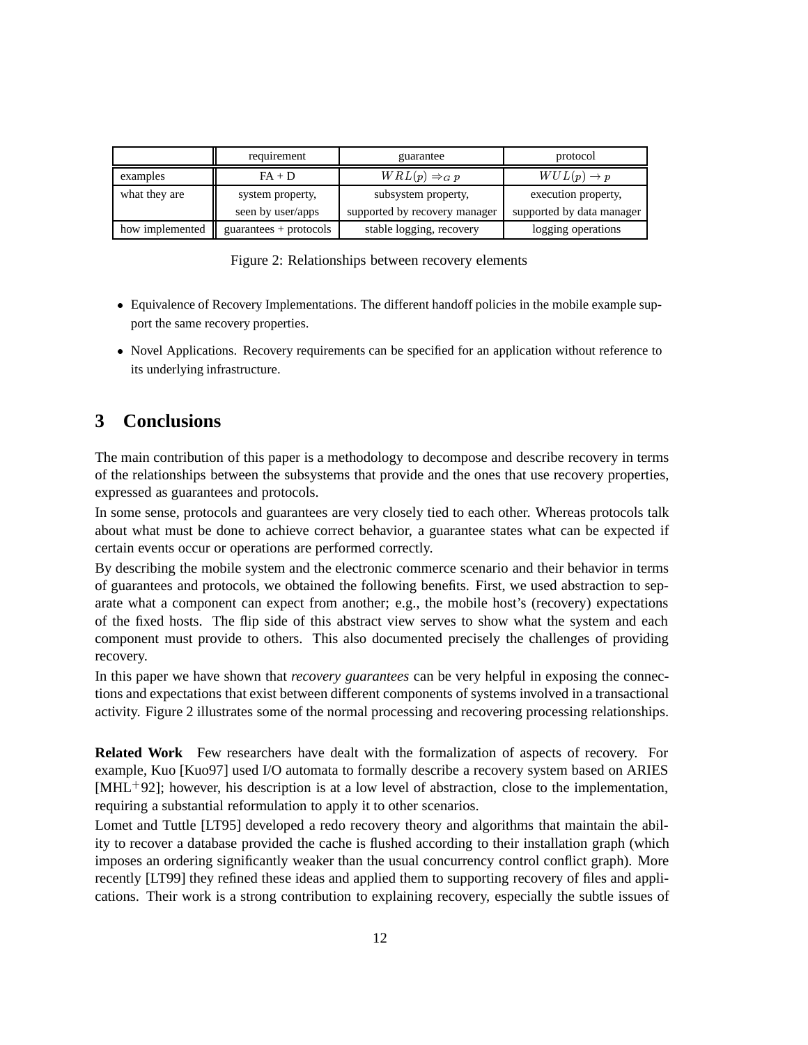| | requirement | guarantee | protocol |
|---|---|---|---|
| examples | FA + D | $WRL(p) \Rightarrow_G p$ | $WUL(p) \rightarrow p$ |
| what they are | system property, seen by user/apps | subsystem property, supported by recovery manager | execution property, supported by data manager |
| how implemented | guarantees + protocols | stable logging, recovery | logging operations |

Figure 2: Relationships between recovery elements

- Equivalence of Recovery Implementations. The different handoff policies in the mobile example support the same recovery properties.
- Novel Applications. Recovery requirements can be specified for an application without reference to its underlying infrastructure.

## 3 Conclusions

The main contribution of this paper is a methodology to decompose and describe recovery in terms of the relationships between the subsystems that provide and the ones that use recovery properties, expressed as guarantees and protocols.

In some sense, protocols and guarantees are very closely tied to each other. Whereas protocols talk about what must be done to achieve correct behavior, a guarantee states what can be expected if certain events occur or operations are performed correctly.

By describing the mobile system and the electronic commerce scenario and their behavior in terms of guarantees and protocols, we obtained the following benefits. First, we used abstraction to separate what a component can expect from another; e.g., the mobile host's (recovery) expectations of the fixed hosts. The flip side of this abstract view serves to show what the system and each component must provide to others. This also documented precisely the challenges of providing recovery.

In this paper we have shown that *recovery guarantees* can be very helpful in exposing the connections and expectations that exist between different components of systems involved in a transactional activity. Figure 2 illustrates some of the normal processing and recovering processing relationships.

**Related Work** Few researchers have dealt with the formalization of aspects of recovery. For example, Kuo [Kuo97] used I/O automata to formally describe a recovery system based on ARIES [MHL+92]; however, his description is at a low level of abstraction, close to the implementation, requiring a substantial reformulation to apply it to other scenarios.

Lomet and Tuttle [LT95] developed a redo recovery theory and algorithms that maintain the ability to recover a database provided the cache is flushed according to their installation graph (which imposes an ordering significantly weaker than the usual concurrency control conflict graph). More recently [LT99] they refined these ideas and applied them to supporting recovery of files and applications. Their work is a strong contribution to explaining recovery, especially the subtle issues of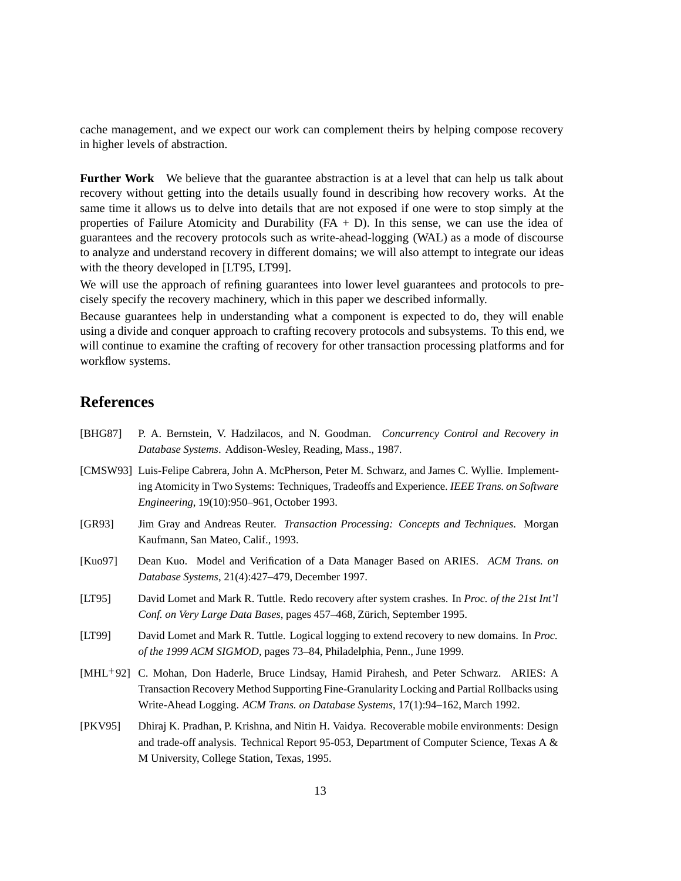cache management, and we expect our work can complement theirs by helping compose recovery in higher levels of abstraction.

**Further Work** We believe that the guarantee abstraction is at a level that can help us talk about recovery without getting into the details usually found in describing how recovery works. At the same time it allows us to delve into details that are not exposed if one were to stop simply at the properties of Failure Atomicity and Durability (FA + D). In this sense, we can use the idea of guarantees and the recovery protocols such as write-ahead-logging (WAL) as a mode of discourse to analyze and understand recovery in different domains; we will also attempt to integrate our ideas with the theory developed in [LT95, LT99].

We will use the approach of refining guarantees into lower level guarantees and protocols to precisely specify the recovery machinery, which in this paper we described informally.

Because guarantees help in understanding what a component is expected to do, they will enable using a divide and conquer approach to crafting recovery protocols and subsystems. To this end, we will continue to examine the crafting of recovery for other transaction processing platforms and for workflow systems.

## References

[BHG87] P. A. Bernstein, V. Hadzilacos, and N. Goodman. *Concurrency Control and Recovery in Database Systems*. Addison-Wesley, Reading, Mass., 1987.

[CMSW93] Luis-Felipe Cabrera, John A. McPherson, Peter M. Schwarz, and James C. Wyllie. Implementing Atomicity in Two Systems: Techniques, Tradeoffs and Experience. *IEEE Trans. on Software Engineering*, 19(10):950–961, October 1993.

[GR93] Jim Gray and Andreas Reuter. *Transaction Processing: Concepts and Techniques*. Morgan Kaufmann, San Mateo, Calif., 1993.

[Kuo97] Dean Kuo. Model and Verification of a Data Manager Based on ARIES. *ACM Trans. on Database Systems*, 21(4):427–479, December 1997.

[LT95] David Lomet and Mark R. Tuttle. Redo recovery after system crashes. In *Proc. of the 21st Int'l Conf. on Very Large Data Bases*, pages 457–468, Zürich, September 1995.

[LT99] David Lomet and Mark R. Tuttle. Logical logging to extend recovery to new domains. In *Proc. of the 1999 ACM SIGMOD*, pages 73–84, Philadelphia, Penn., June 1999.

[MHL+92] C. Mohan, Don Haderle, Bruce Lindsay, Hamid Pirahesh, and Peter Schwarz. ARIES: A Transaction Recovery Method Supporting Fine-Granularity Locking and Partial Rollbacks using Write-Ahead Logging. *ACM Trans. on Database Systems*, 17(1):94–162, March 1992.

[PKV95] Dhiraj K. Pradhan, P. Krishna, and Nitin H. Vaidya. Recoverable mobile environments: Design and trade-off analysis. Technical Report 95-053, Department of Computer Science, Texas A & M University, College Station, Texas, 1995.